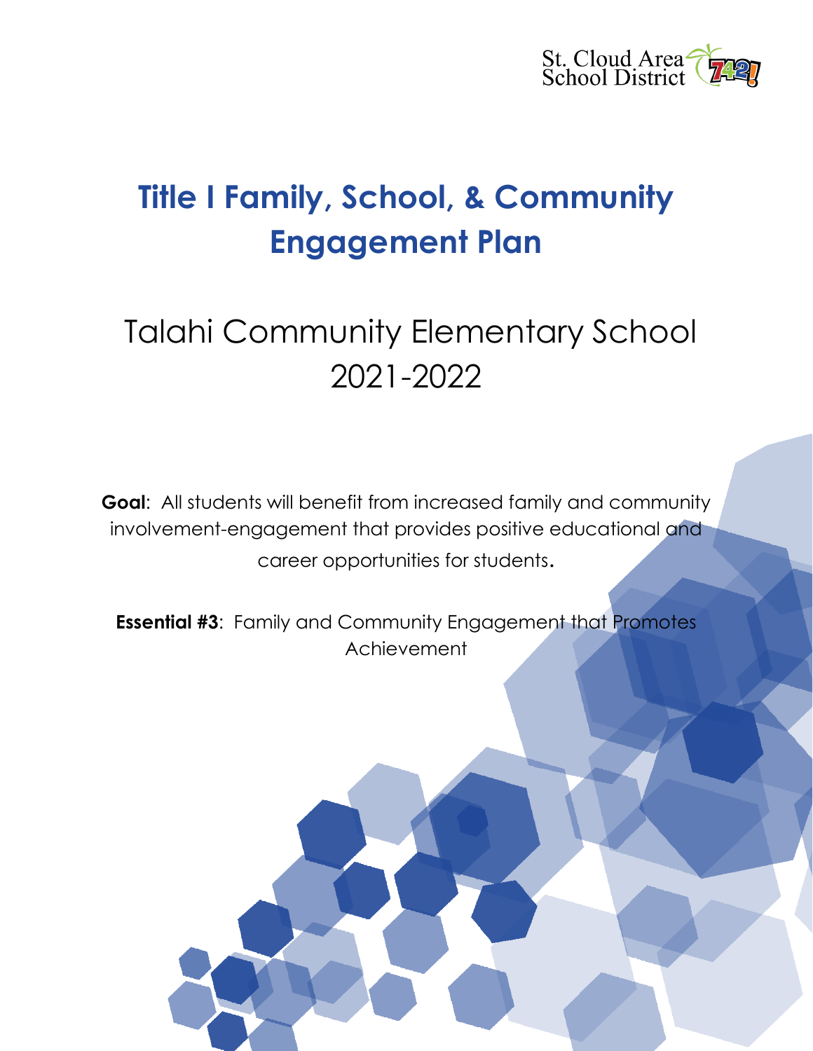St. Cloud Area School District 742

# Title I Family, School, & Community Engagement Plan

## Talahi Community Elementary School 2021-2022

**Goal**: All students will benefit from increased family and community involvement-engagement that provides positive educational and career opportunities for students.

**Essential #3**: Family and Community Engagement that Promotes Achievement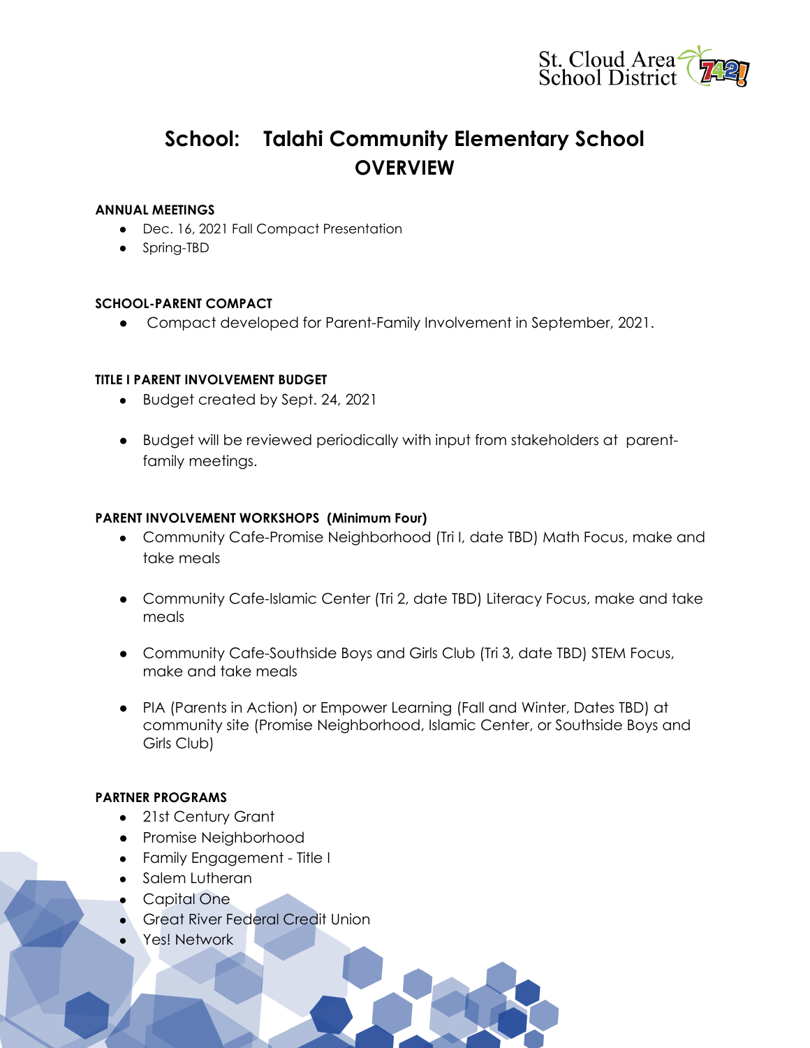# School: Talahi Community Elementary School OVERVIEW

**ANNUAL MEETINGS**

- Dec. 16, 2021 Fall Compact Presentation
- Spring-TBD

**SCHOOL-PARENT COMPACT**

- Compact developed for Parent-Family Involvement in September, 2021.

**TITLE I PARENT INVOLVEMENT BUDGET**

- Budget created by Sept. 24, 2021
- Budget will be reviewed periodically with input from stakeholders at parent-family meetings.

**PARENT INVOLVEMENT WORKSHOPS (Minimum Four)**

- Community Cafe-Promise Neighborhood (Tri I, date TBD) Math Focus, make and take meals
- Community Cafe-Islamic Center (Tri 2, date TBD) Literacy Focus, make and take meals
- Community Cafe-Southside Boys and Girls Club (Tri 3, date TBD) STEM Focus, make and take meals
- PIA (Parents in Action) or Empower Learning (Fall and Winter, Dates TBD) at community site (Promise Neighborhood, Islamic Center, or Southside Boys and Girls Club)

**PARTNER PROGRAMS**

- 21st Century Grant
- Promise Neighborhood
- Family Engagement - Title I
- Salem Lutheran
- Capital One
- Great River Federal Credit Union
- Yes! Network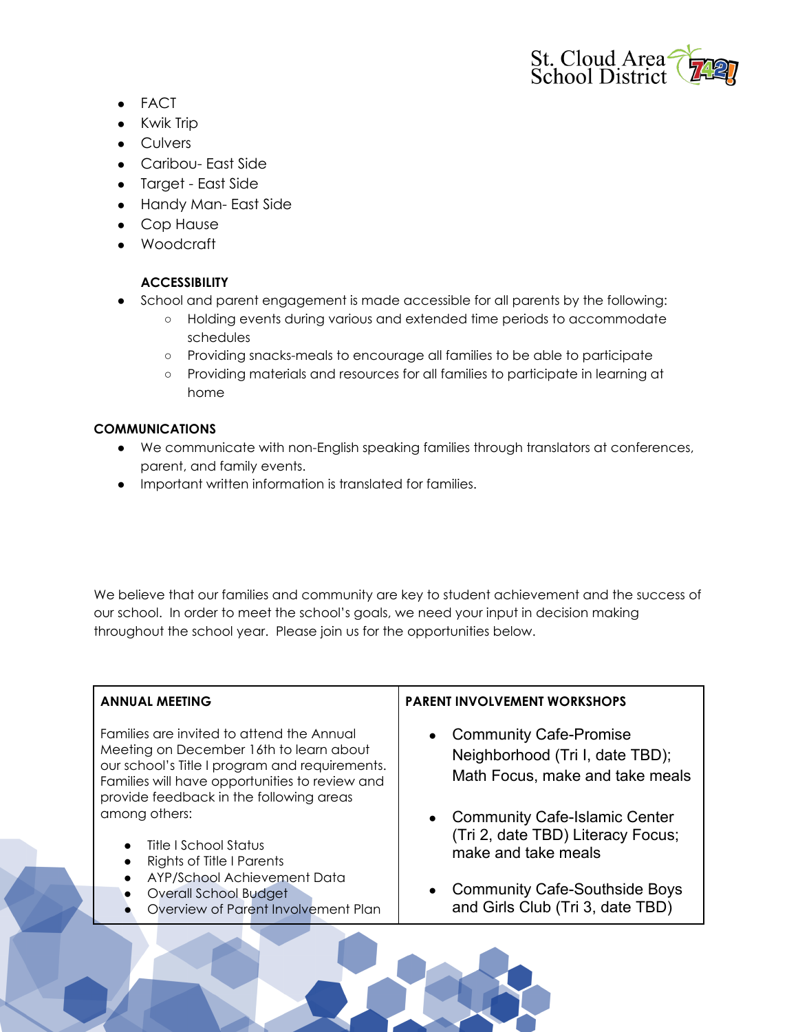- FACT
- Kwik Trip
- Culvers
- Caribou- East Side
- Target - East Side
- Handy Man- East Side
- Cop Hause
- Woodcraft

**ACCESSIBILITY**

- School and parent engagement is made accessible for all parents by the following:
  - Holding events during various and extended time periods to accommodate schedules
  - Providing snacks-meals to encourage all families to be able to participate
  - Providing materials and resources for all families to participate in learning at home

**COMMUNICATIONS**

- We communicate with non-English speaking families through translators at conferences, parent, and family events.
- Important written information is translated for families.

We believe that our families and community are key to student achievement and the success of our school. In order to meet the school's goals, we need your input in decision making throughout the school year. Please join us for the opportunities below.

| **ANNUAL MEETING** | **PARENT INVOLVEMENT WORKSHOPS** |
|---|---|
| Families are invited to attend the Annual Meeting on December 16th to learn about our school's Title I program and requirements. Families will have opportunities to review and provide feedback in the following areas among others:<br><br>• Title I School Status<br>• Rights of Title I Parents<br>• AYP/School Achievement Data<br>• Overall School Budget<br>• Overview of Parent Involvement Plan | • Community Cafe-Promise Neighborhood (Tri I, date TBD); Math Focus, make and take meals<br><br>• Community Cafe-Islamic Center (Tri 2, date TBD) Literacy Focus; make and take meals<br><br>• Community Cafe-Southside Boys and Girls Club (Tri 3, date TBD) |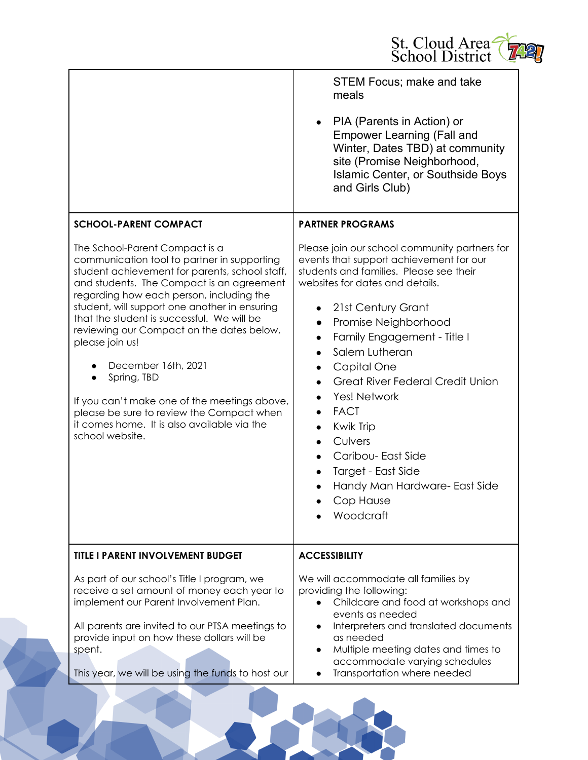STEM Focus; make and take meals

- PIA (Parents in Action) or Empower Learning (Fall and Winter, Dates TBD) at community site (Promise Neighborhood, Islamic Center, or Southside Boys and Girls Club)

## SCHOOL-PARENT COMPACT

The School-Parent Compact is a communication tool to partner in supporting student achievement for parents, school staff, and students. The Compact is an agreement regarding how each person, including the student, will support one another in ensuring that the student is successful. We will be reviewing our Compact on the dates below, please join us!

- December 16th, 2021
- Spring, TBD

If you can't make one of the meetings above, please be sure to review the Compact when it comes home. It is also available via the school website.

## PARTNER PROGRAMS

Please join our school community partners for events that support achievement for our students and families. Please see their websites for dates and details.

- 21st Century Grant
- Promise Neighborhood
- Family Engagement - Title I
- Salem Lutheran
- Capital One
- Great River Federal Credit Union
- Yes! Network
- FACT
- Kwik Trip
- Culvers
- Caribou- East Side
- Target - East Side
- Handy Man Hardware- East Side
- Cop Hause
- Woodcraft

## TITLE I PARENT INVOLVEMENT BUDGET

As part of our school's Title I program, we receive a set amount of money each year to implement our Parent Involvement Plan.

All parents are invited to our PTSA meetings to provide input on how these dollars will be spent.

This year, we will be using the funds to host our

## ACCESSIBILITY

We will accommodate all families by providing the following:

- Childcare and food at workshops and events as needed
- Interpreters and translated documents as needed
- Multiple meeting dates and times to accommodate varying schedules
- Transportation where needed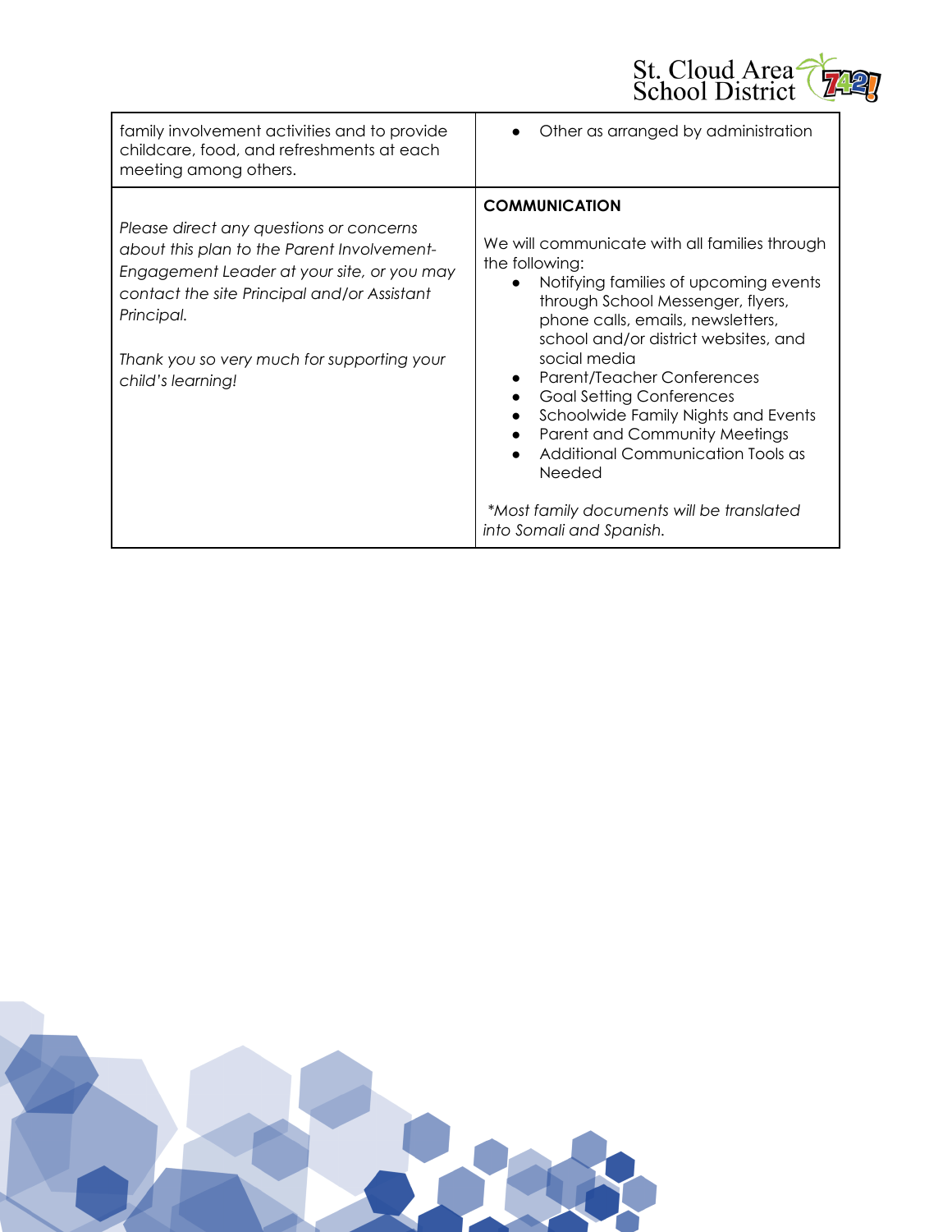| | |
|---|---|
| family involvement activities and to provide childcare, food, and refreshments at each meeting among others. | • Other as arranged by administration |
| *Please direct any questions or concerns about this plan to the Parent Involvement-Engagement Leader at your site, or you may contact the site Principal and/or Assistant Principal.*<br><br>*Thank you so very much for supporting your child's learning!* | **COMMUNICATION**<br><br>We will communicate with all families through the following:<br>• Notifying families of upcoming events through School Messenger, flyers, phone calls, emails, newsletters, school and/or district websites, and social media<br>• Parent/Teacher Conferences<br>• Goal Setting Conferences<br>• Schoolwide Family Nights and Events<br>• Parent and Community Meetings<br>• Additional Communication Tools as Needed<br><br>*\*Most family documents will be translated into Somali and Spanish.* |